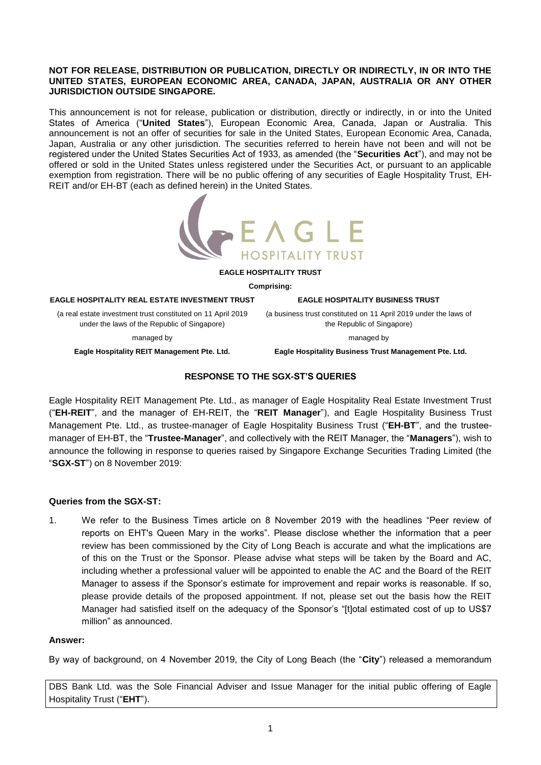**NOT FOR RELEASE, DISTRIBUTION OR PUBLICATION, DIRECTLY OR INDIRECTLY, IN OR INTO THE UNITED STATES, EUROPEAN ECONOMIC AREA, CANADA, JAPAN, AUSTRALIA OR ANY OTHER JURISDICTION OUTSIDE SINGAPORE.**

This announcement is not for release, publication or distribution, directly or indirectly, in or into the United States of America ("**United States**"), European Economic Area, Canada, Japan or Australia. This announcement is not an offer of securities for sale in the United States, European Economic Area, Canada, Japan, Australia or any other jurisdiction. The securities referred to herein have not been and will not be registered under the United States Securities Act of 1933, as amended (the "**Securities Act**"), and may not be offered or sold in the United States unless registered under the Securities Act, or pursuant to an applicable exemption from registration. There will be no public offering of any securities of Eagle Hospitality Trust, EH-REIT and/or EH-BT (each as defined herein) in the United States.

EAGLE HOSPITALITY TRUST

**EAGLE HOSPITALITY TRUST**

**Comprising:**

| **EAGLE HOSPITALITY REAL ESTATE INVESTMENT TRUST** | **EAGLE HOSPITALITY BUSINESS TRUST** |
|---|---|
| (a real estate investment trust constituted on 11 April 2019 under the laws of the Republic of Singapore) | (a business trust constituted on 11 April 2019 under the laws of the Republic of Singapore) |
| managed by | managed by |
| **Eagle Hospitality REIT Management Pte. Ltd.** | **Eagle Hospitality Business Trust Management Pte. Ltd.** |

## RESPONSE TO THE SGX-ST'S QUERIES

Eagle Hospitality REIT Management Pte. Ltd., as manager of Eagle Hospitality Real Estate Investment Trust ("**EH-REIT**", and the manager of EH-REIT, the "**REIT Manager**"), and Eagle Hospitality Business Trust Management Pte. Ltd., as trustee-manager of Eagle Hospitality Business Trust ("**EH-BT**", and the trustee-manager of EH-BT, the "**Trustee-Manager**", and collectively with the REIT Manager, the "**Managers**"), wish to announce the following in response to queries raised by Singapore Exchange Securities Trading Limited (the "**SGX-ST**") on 8 November 2019:

**Queries from the SGX-ST:**

1. We refer to the Business Times article on 8 November 2019 with the headlines "Peer review of reports on EHT's Queen Mary in the works". Please disclose whether the information that a peer review has been commissioned by the City of Long Beach is accurate and what the implications are of this on the Trust or the Sponsor. Please advise what steps will be taken by the Board and AC, including whether a professional valuer will be appointed to enable the AC and the Board of the REIT Manager to assess if the Sponsor's estimate for improvement and repair works is reasonable. If so, please provide details of the proposed appointment. If not, please set out the basis how the REIT Manager had satisfied itself on the adequacy of the Sponsor's "[t]otal estimated cost of up to US$7 million" as announced.

**Answer:**

By way of background, on 4 November 2019, the City of Long Beach (the "**City**") released a memorandum

DBS Bank Ltd. was the Sole Financial Adviser and Issue Manager for the initial public offering of Eagle Hospitality Trust ("**EHT**").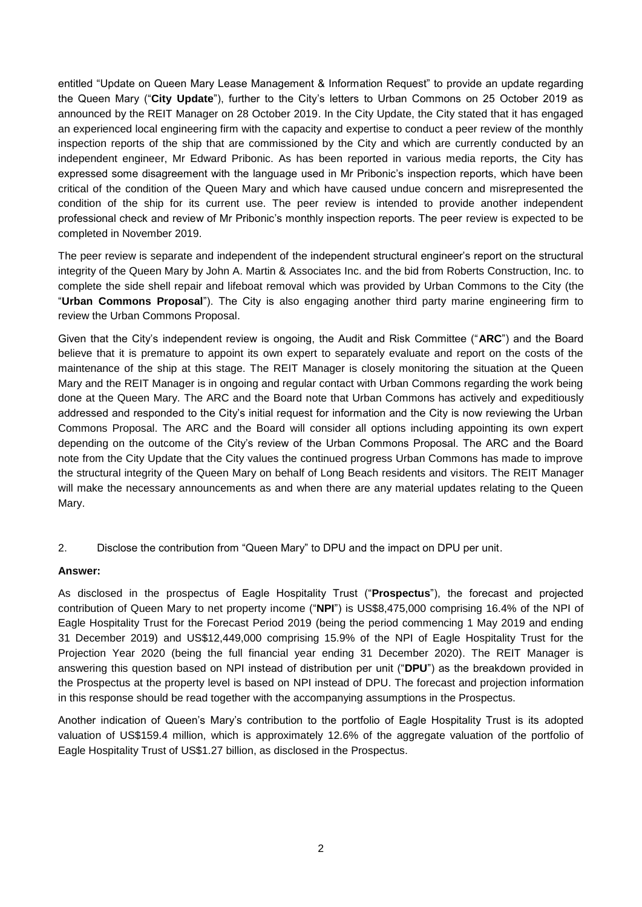entitled "Update on Queen Mary Lease Management & Information Request" to provide an update regarding the Queen Mary ("**City Update**"), further to the City's letters to Urban Commons on 25 October 2019 as announced by the REIT Manager on 28 October 2019. In the City Update, the City stated that it has engaged an experienced local engineering firm with the capacity and expertise to conduct a peer review of the monthly inspection reports of the ship that are commissioned by the City and which are currently conducted by an independent engineer, Mr Edward Pribonic. As has been reported in various media reports, the City has expressed some disagreement with the language used in Mr Pribonic's inspection reports, which have been critical of the condition of the Queen Mary and which have caused undue concern and misrepresented the condition of the ship for its current use. The peer review is intended to provide another independent professional check and review of Mr Pribonic's monthly inspection reports. The peer review is expected to be completed in November 2019.

The peer review is separate and independent of the independent structural engineer's report on the structural integrity of the Queen Mary by John A. Martin & Associates Inc. and the bid from Roberts Construction, Inc. to complete the side shell repair and lifeboat removal which was provided by Urban Commons to the City (the "**Urban Commons Proposal**"). The City is also engaging another third party marine engineering firm to review the Urban Commons Proposal.

Given that the City's independent review is ongoing, the Audit and Risk Committee ("**ARC**") and the Board believe that it is premature to appoint its own expert to separately evaluate and report on the costs of the maintenance of the ship at this stage. The REIT Manager is closely monitoring the situation at the Queen Mary and the REIT Manager is in ongoing and regular contact with Urban Commons regarding the work being done at the Queen Mary. The ARC and the Board note that Urban Commons has actively and expeditiously addressed and responded to the City's initial request for information and the City is now reviewing the Urban Commons Proposal. The ARC and the Board will consider all options including appointing its own expert depending on the outcome of the City's review of the Urban Commons Proposal. The ARC and the Board note from the City Update that the City values the continued progress Urban Commons has made to improve the structural integrity of the Queen Mary on behalf of Long Beach residents and visitors. The REIT Manager will make the necessary announcements as and when there are any material updates relating to the Queen Mary.

2. Disclose the contribution from "Queen Mary" to DPU and the impact on DPU per unit.

**Answer:**

As disclosed in the prospectus of Eagle Hospitality Trust ("**Prospectus**"), the forecast and projected contribution of Queen Mary to net property income ("**NPI**") is US$8,475,000 comprising 16.4% of the NPI of Eagle Hospitality Trust for the Forecast Period 2019 (being the period commencing 1 May 2019 and ending 31 December 2019) and US$12,449,000 comprising 15.9% of the NPI of Eagle Hospitality Trust for the Projection Year 2020 (being the full financial year ending 31 December 2020). The REIT Manager is answering this question based on NPI instead of distribution per unit ("**DPU**") as the breakdown provided in the Prospectus at the property level is based on NPI instead of DPU. The forecast and projection information in this response should be read together with the accompanying assumptions in the Prospectus.

Another indication of Queen's Mary's contribution to the portfolio of Eagle Hospitality Trust is its adopted valuation of US$159.4 million, which is approximately 12.6% of the aggregate valuation of the portfolio of Eagle Hospitality Trust of US$1.27 billion, as disclosed in the Prospectus.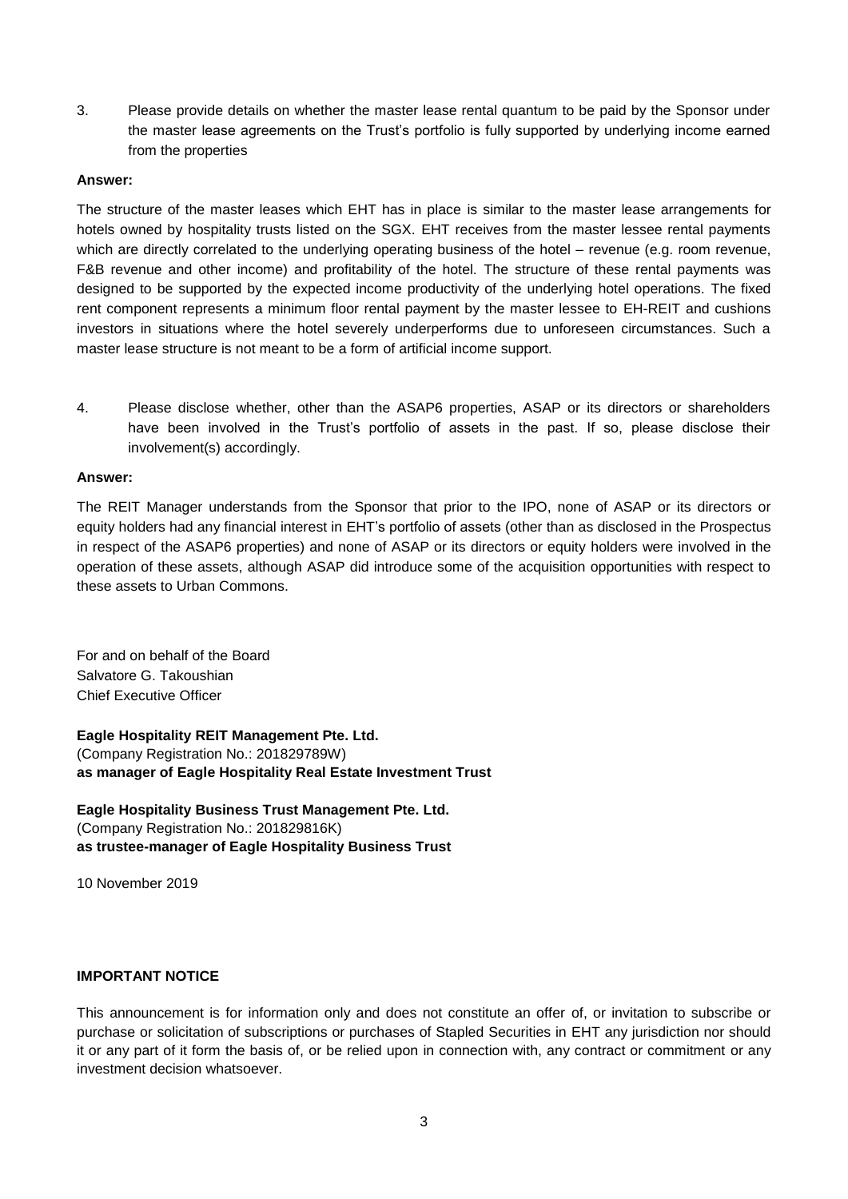3. Please provide details on whether the master lease rental quantum to be paid by the Sponsor under the master lease agreements on the Trust's portfolio is fully supported by underlying income earned from the properties

**Answer:**

The structure of the master leases which EHT has in place is similar to the master lease arrangements for hotels owned by hospitality trusts listed on the SGX. EHT receives from the master lessee rental payments which are directly correlated to the underlying operating business of the hotel – revenue (e.g. room revenue, F&B revenue and other income) and profitability of the hotel. The structure of these rental payments was designed to be supported by the expected income productivity of the underlying hotel operations. The fixed rent component represents a minimum floor rental payment by the master lessee to EH-REIT and cushions investors in situations where the hotel severely underperforms due to unforeseen circumstances. Such a master lease structure is not meant to be a form of artificial income support.

4. Please disclose whether, other than the ASAP6 properties, ASAP or its directors or shareholders have been involved in the Trust's portfolio of assets in the past. If so, please disclose their involvement(s) accordingly.

**Answer:**

The REIT Manager understands from the Sponsor that prior to the IPO, none of ASAP or its directors or equity holders had any financial interest in EHT's portfolio of assets (other than as disclosed in the Prospectus in respect of the ASAP6 properties) and none of ASAP or its directors or equity holders were involved in the operation of these assets, although ASAP did introduce some of the acquisition opportunities with respect to these assets to Urban Commons.

For and on behalf of the Board
Salvatore G. Takoushian
Chief Executive Officer

**Eagle Hospitality REIT Management Pte. Ltd.**
(Company Registration No.: 201829789W)
**as manager of Eagle Hospitality Real Estate Investment Trust**

**Eagle Hospitality Business Trust Management Pte. Ltd.**
(Company Registration No.: 201829816K)
**as trustee-manager of Eagle Hospitality Business Trust**

10 November 2019

**IMPORTANT NOTICE**

This announcement is for information only and does not constitute an offer of, or invitation to subscribe or purchase or solicitation of subscriptions or purchases of Stapled Securities in EHT any jurisdiction nor should it or any part of it form the basis of, or be relied upon in connection with, any contract or commitment or any investment decision whatsoever.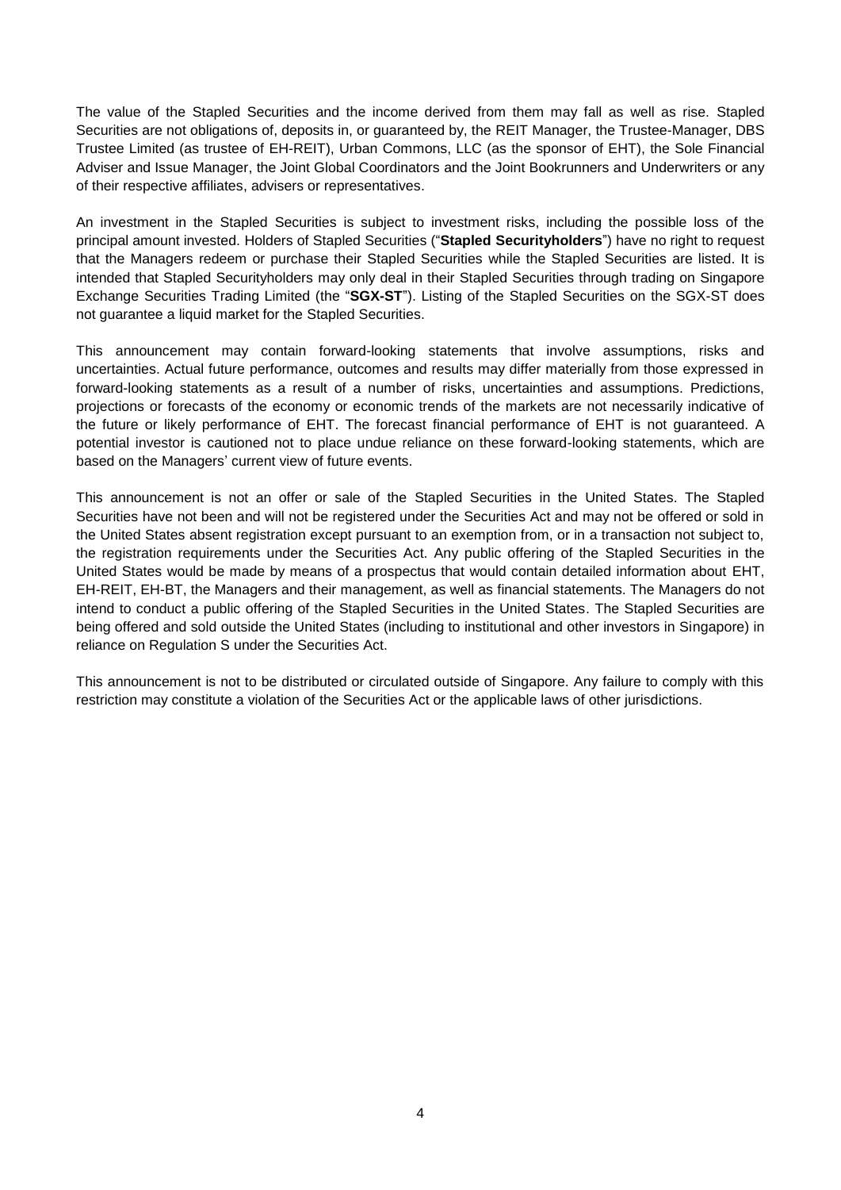The value of the Stapled Securities and the income derived from them may fall as well as rise. Stapled Securities are not obligations of, deposits in, or guaranteed by, the REIT Manager, the Trustee-Manager, DBS Trustee Limited (as trustee of EH-REIT), Urban Commons, LLC (as the sponsor of EHT), the Sole Financial Adviser and Issue Manager, the Joint Global Coordinators and the Joint Bookrunners and Underwriters or any of their respective affiliates, advisers or representatives.

An investment in the Stapled Securities is subject to investment risks, including the possible loss of the principal amount invested. Holders of Stapled Securities ("**Stapled Securityholders**") have no right to request that the Managers redeem or purchase their Stapled Securities while the Stapled Securities are listed. It is intended that Stapled Securityholders may only deal in their Stapled Securities through trading on Singapore Exchange Securities Trading Limited (the "**SGX-ST**"). Listing of the Stapled Securities on the SGX-ST does not guarantee a liquid market for the Stapled Securities.

This announcement may contain forward-looking statements that involve assumptions, risks and uncertainties. Actual future performance, outcomes and results may differ materially from those expressed in forward-looking statements as a result of a number of risks, uncertainties and assumptions. Predictions, projections or forecasts of the economy or economic trends of the markets are not necessarily indicative of the future or likely performance of EHT. The forecast financial performance of EHT is not guaranteed. A potential investor is cautioned not to place undue reliance on these forward-looking statements, which are based on the Managers' current view of future events.

This announcement is not an offer or sale of the Stapled Securities in the United States. The Stapled Securities have not been and will not be registered under the Securities Act and may not be offered or sold in the United States absent registration except pursuant to an exemption from, or in a transaction not subject to, the registration requirements under the Securities Act. Any public offering of the Stapled Securities in the United States would be made by means of a prospectus that would contain detailed information about EHT, EH-REIT, EH-BT, the Managers and their management, as well as financial statements. The Managers do not intend to conduct a public offering of the Stapled Securities in the United States. The Stapled Securities are being offered and sold outside the United States (including to institutional and other investors in Singapore) in reliance on Regulation S under the Securities Act.

This announcement is not to be distributed or circulated outside of Singapore. Any failure to comply with this restriction may constitute a violation of the Securities Act or the applicable laws of other jurisdictions.